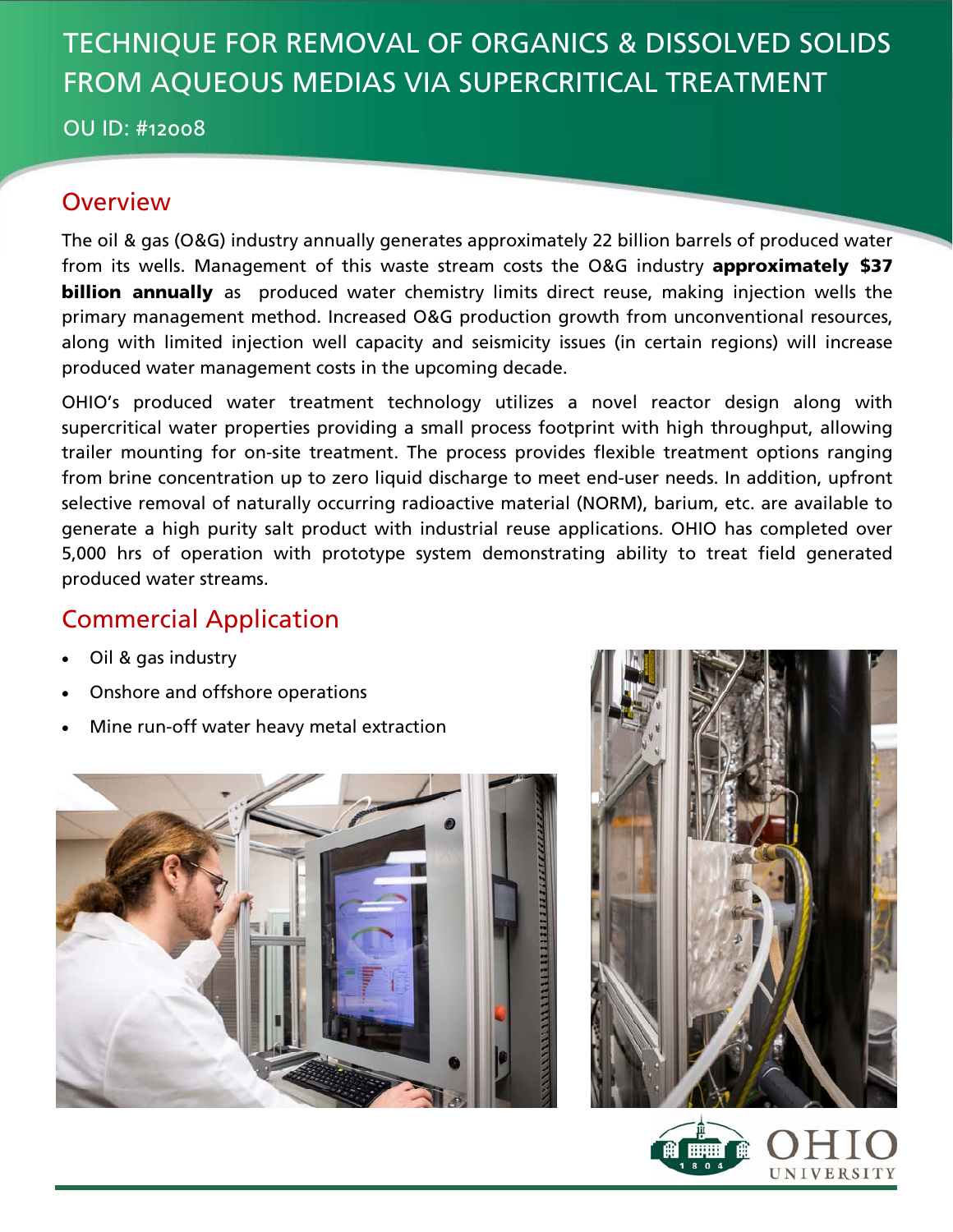# TECHNIQUE FOR REMOVAL OF ORGANICS & DISSOLVED SOLIDS FROM AQUEOUS MEDIAS VIA SUPERCRITICAL TREATMENT

OU ID: #12008

## Overview

The oil & gas (O&G) industry annually generates approximately 22 billion barrels of produced water from its wells. Management of this waste stream costs the O&G industry **approximately $37 billion annually** as produced water chemistry limits direct reuse, making injection wells the primary management method. Increased O&G production growth from unconventional resources, along with limited injection well capacity and seismicity issues (in certain regions) will increase produced water management costs in the upcoming decade.

OHIO's produced water treatment technology utilizes a novel reactor design along with supercritical water properties providing a small process footprint with high throughput, allowing trailer mounting for on-site treatment. The process provides flexible treatment options ranging from brine concentration up to zero liquid discharge to meet end-user needs. In addition, upfront selective removal of naturally occurring radioactive material (NORM), barium, etc. are available to generate a high purity salt product with industrial reuse applications. OHIO has completed over 5,000 hrs of operation with prototype system demonstrating ability to treat field generated produced water streams.

## Commercial Application

- Oil & gas industry
- Onshore and offshore operations
- Mine run-off water heavy metal extraction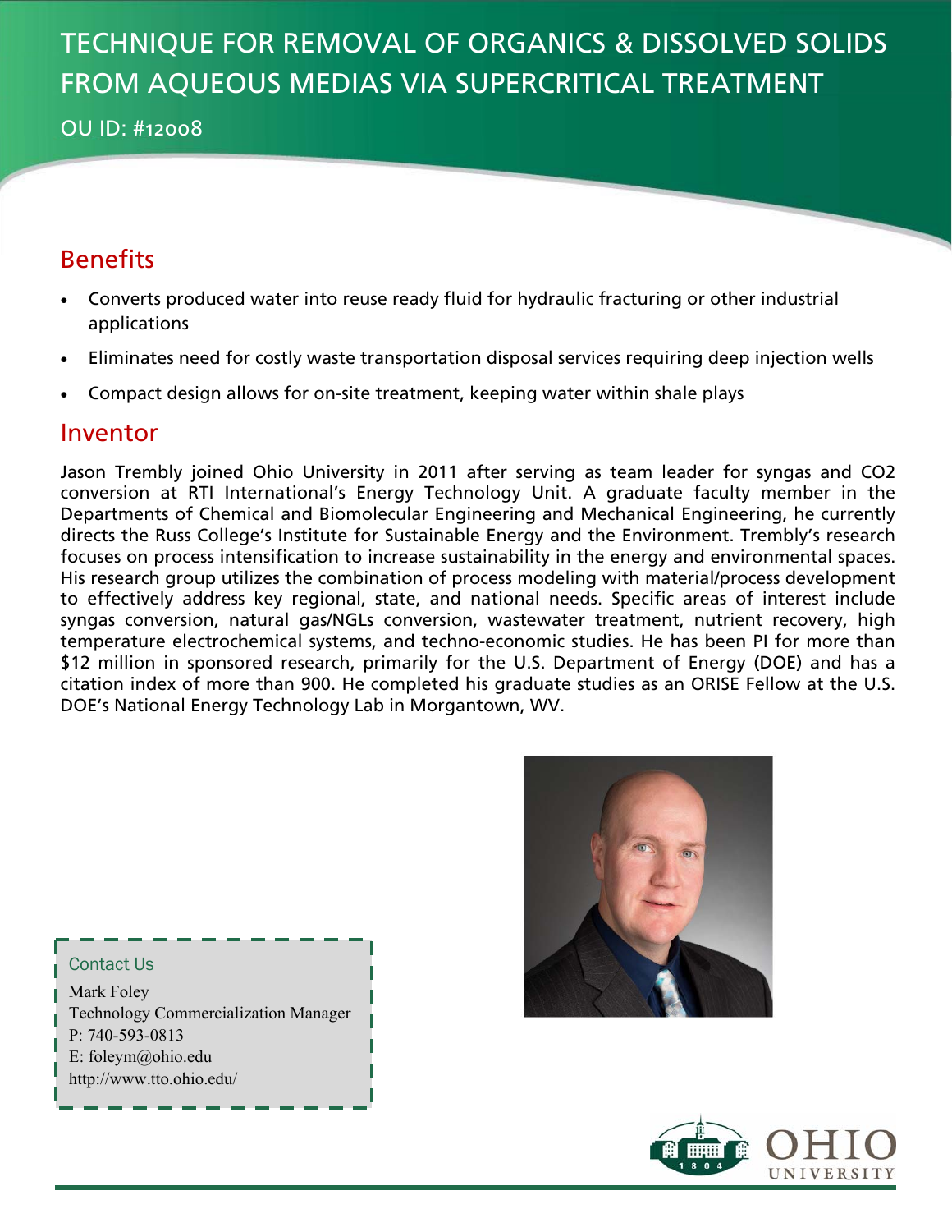# TECHNIQUE FOR REMOVAL OF ORGANICS & DISSOLVED SOLIDS FROM AQUEOUS MEDIAS VIA SUPERCRITICAL TREATMENT

OU ID: #12008

## Benefits

- Converts produced water into reuse ready fluid for hydraulic fracturing or other industrial applications
- Eliminates need for costly waste transportation disposal services requiring deep injection wells
- Compact design allows for on-site treatment, keeping water within shale plays

## Inventor

Jason Trembly joined Ohio University in 2011 after serving as team leader for syngas and CO2 conversion at RTI International's Energy Technology Unit. A graduate faculty member in the Departments of Chemical and Biomolecular Engineering and Mechanical Engineering, he currently directs the Russ College's Institute for Sustainable Energy and the Environment. Trembly's research focuses on process intensification to increase sustainability in the energy and environmental spaces. His research group utilizes the combination of process modeling with material/process development to effectively address key regional, state, and national needs. Specific areas of interest include syngas conversion, natural gas/NGLs conversion, wastewater treatment, nutrient recovery, high temperature electrochemical systems, and techno-economic studies. He has been PI for more than $12 million in sponsored research, primarily for the U.S. Department of Energy (DOE) and has a citation index of more than 900. He completed his graduate studies as an ORISE Fellow at the U.S. DOE's National Energy Technology Lab in Morgantown, WV.

### Contact Us

Mark Foley
Technology Commercialization Manager
P: 740-593-0813
E: foleym@ohio.edu
http://www.tto.ohio.edu/